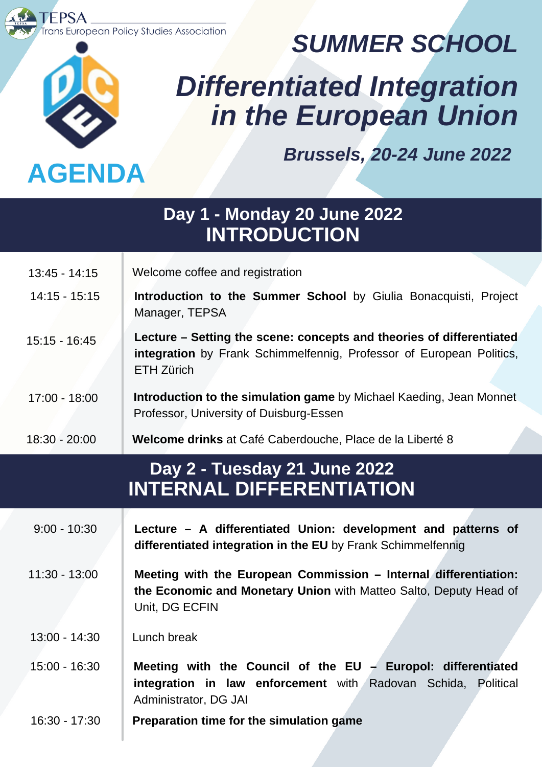TEPSA
Trans European Policy Studies Association

# SUMMER SCHOOL

# *Differentiated Integration in the European Union*

***Brussels, 20-24 June 2022***

# AGENDA

## Day 1 - Monday 20 June 2022
## INTRODUCTION

| | |
|---|---|
| 13:45 - 14:15 | Welcome coffee and registration |
| 14:15 - 15:15 | **Introduction to the Summer School** by Giulia Bonacquisti, Project Manager, TEPSA |
| 15:15 - 16:45 | **Lecture – Setting the scene: concepts and theories of differentiated integration** by Frank Schimmelfennig, Professor of European Politics, ETH Zürich |
| 17:00 - 18:00 | **Introduction to the simulation game** by Michael Kaeding, Jean Monnet Professor, University of Duisburg-Essen |
| 18:30 - 20:00 | **Welcome drinks** at Café Caberdouche, Place de la Liberté 8 |

## Day 2 - Tuesday 21 June 2022
## INTERNAL DIFFERENTIATION

| | |
|---|---|
| 9:00 - 10:30 | **Lecture – A differentiated Union: development and patterns of differentiated integration in the EU** by Frank Schimmelfennig |
| 11:30 - 13:00 | **Meeting with the European Commission – Internal differentiation: the Economic and Monetary Union** with Matteo Salto, Deputy Head of Unit, DG ECFIN |
| 13:00 - 14:30 | Lunch break |
| 15:00 - 16:30 | **Meeting with the Council of the EU – Europol: differentiated integration in law enforcement** with Radovan Schida, Political Administrator, DG JAI |
| 16:30 - 17:30 | **Preparation time for the simulation game** |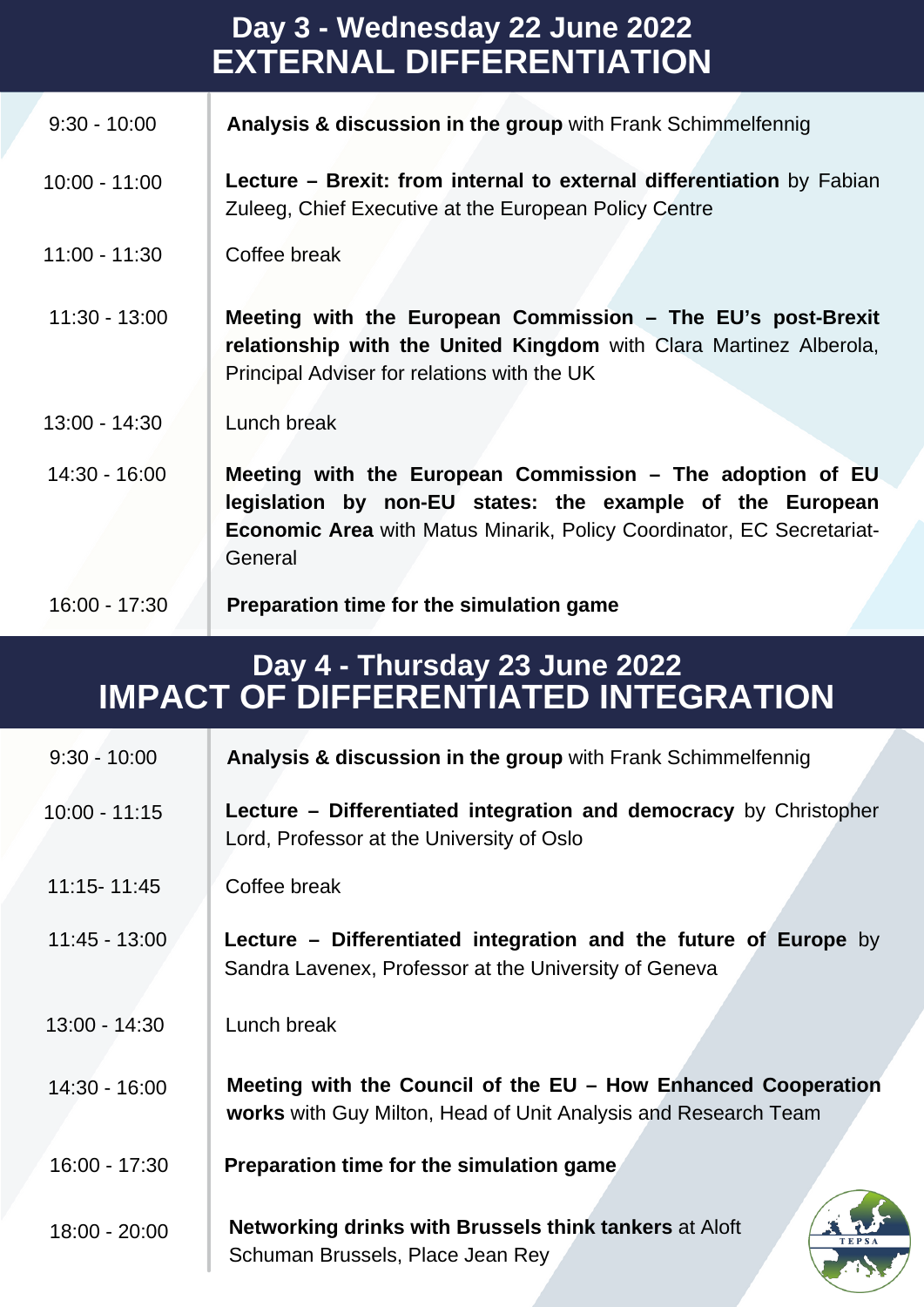# Day 3 - Wednesday 22 June 2022
# EXTERNAL DIFFERENTIATION

| | |
|---|---|
| 9:30 - 10:00 | **Analysis & discussion in the group** with Frank Schimmelfennig |
| 10:00 - 11:00 | **Lecture – Brexit: from internal to external differentiation** by Fabian Zuleeg, Chief Executive at the European Policy Centre |
| 11:00 - 11:30 | Coffee break |
| 11:30 - 13:00 | **Meeting with the European Commission – The EU's post-Brexit relationship with the United Kingdom** with Clara Martinez Alberola, Principal Adviser for relations with the UK |
| 13:00 - 14:30 | Lunch break |
| 14:30 - 16:00 | **Meeting with the European Commission – The adoption of EU legislation by non-EU states: the example of the European Economic Area** with Matus Minarik, Policy Coordinator, EC Secretariat-General |
| 16:00 - 17:30 | **Preparation time for the simulation game** |

# Day 4 - Thursday 23 June 2022
# IMPACT OF DIFFERENTIATED INTEGRATION

| | |
|---|---|
| 9:30 - 10:00 | **Analysis & discussion in the group** with Frank Schimmelfennig |
| 10:00 - 11:15 | **Lecture – Differentiated integration and democracy** by Christopher Lord, Professor at the University of Oslo |
| 11:15- 11:45 | Coffee break |
| 11:45 - 13:00 | **Lecture – Differentiated integration and the future of Europe** by Sandra Lavenex, Professor at the University of Geneva |
| 13:00 - 14:30 | Lunch break |
| 14:30 - 16:00 | **Meeting with the Council of the EU – How Enhanced Cooperation works** with Guy Milton, Head of Unit Analysis and Research Team |
| 16:00 - 17:30 | **Preparation time for the simulation game** |
| 18:00 - 20:00 | **Networking drinks with Brussels think tankers** at Aloft Schuman Brussels, Place Jean Rey |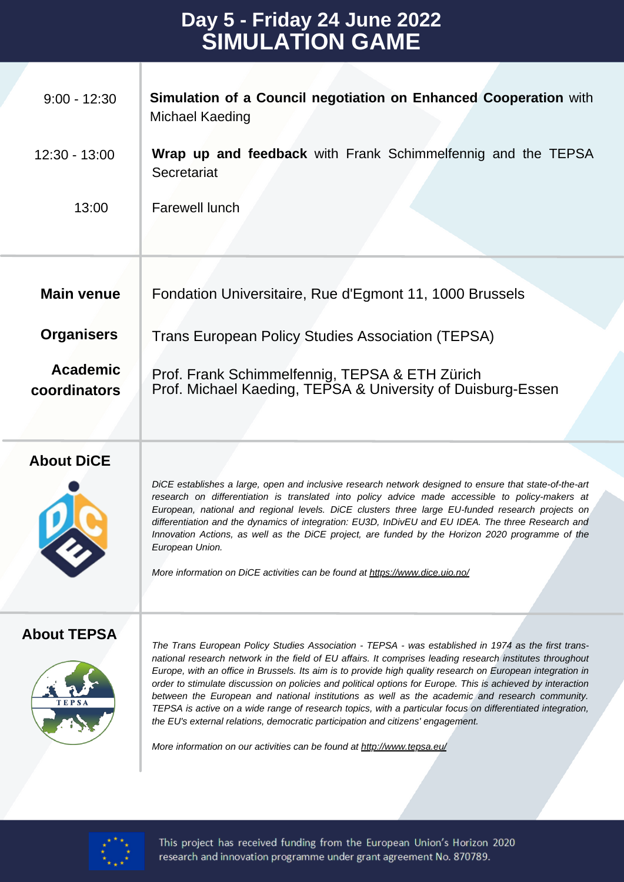# Day 5 - Friday 24 June 2022
# SIMULATION GAME

| | |
|---|---|
| 9:00 - 12:30 | **Simulation of a Council negotiation on Enhanced Cooperation** with Michael Kaeding |
| 12:30 - 13:00 | **Wrap up and feedback** with Frank Schimmelfennig and the TEPSA Secretariat |
| 13:00 | Farewell lunch |

| | |
|---|---|
| **Main venue** | Fondation Universitaire, Rue d'Egmont 11, 1000 Brussels |
| **Organisers** | Trans European Policy Studies Association (TEPSA) |
| **Academic coordinators** | Prof. Frank Schimmelfennig, TEPSA & ETH Zürich<br>Prof. Michael Kaeding, TEPSA & University of Duisburg-Essen |

## About DiCE

*DiCE establishes a large, open and inclusive research network designed to ensure that state-of-the-art research on differentiation is translated into policy advice made accessible to policy-makers at European, national and regional levels. DiCE clusters three large EU-funded research projects on differentiation and the dynamics of integration: EU3D, InDivEU and EU IDEA. The three Research and Innovation Actions, as well as the DiCE project, are funded by the Horizon 2020 programme of the European Union.*

*More information on DiCE activities can be found at https://www.dice.uio.no/*

## About TEPSA

*The Trans European Policy Studies Association - TEPSA - was established in 1974 as the first trans-national research network in the field of EU affairs. It comprises leading research institutes throughout Europe, with an office in Brussels. Its aim is to provide high quality research on European integration in order to stimulate discussion on policies and political options for Europe. This is achieved by interaction between the European and national institutions as well as the academic and research community. TEPSA is active on a wide range of research topics, with a particular focus on differentiated integration, the EU's external relations, democratic participation and citizens' engagement.*

*More information on our activities can be found at http://www.tepsa.eu/*

This project has received funding from the European Union's Horizon 2020 research and innovation programme under grant agreement No. 870789.